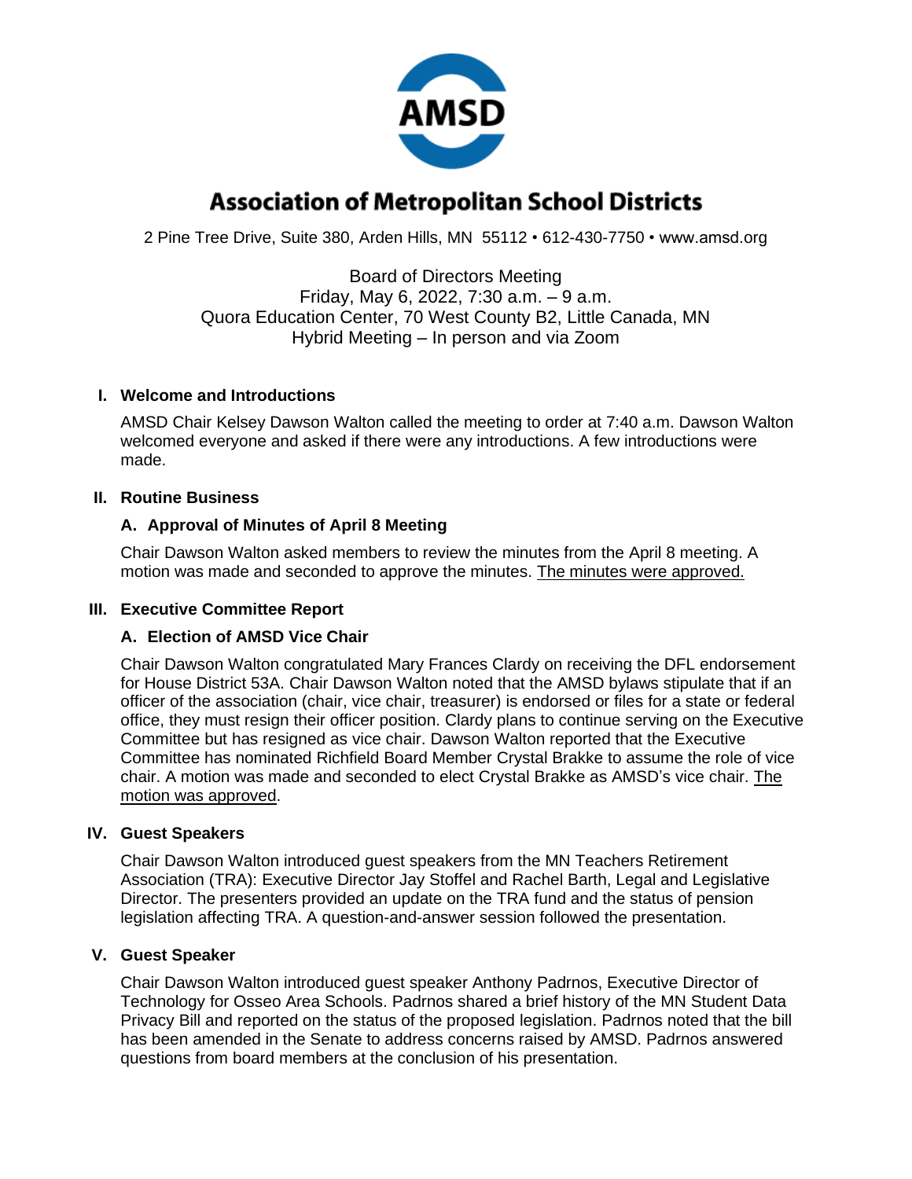AMSD

# Association of Metropolitan School Districts

2 Pine Tree Drive, Suite 380, Arden Hills, MN 55112 • 612-430-7750 • www.amsd.org

Board of Directors Meeting
Friday, May 6, 2022, 7:30 a.m. – 9 a.m.
Quora Education Center, 70 West County B2, Little Canada, MN
Hybrid Meeting – In person and via Zoom

## I. Welcome and Introductions

AMSD Chair Kelsey Dawson Walton called the meeting to order at 7:40 a.m. Dawson Walton welcomed everyone and asked if there were any introductions. A few introductions were made.

## II. Routine Business

### A. Approval of Minutes of April 8 Meeting

Chair Dawson Walton asked members to review the minutes from the April 8 meeting. A motion was made and seconded to approve the minutes. The minutes were approved.

## III. Executive Committee Report

### A. Election of AMSD Vice Chair

Chair Dawson Walton congratulated Mary Frances Clardy on receiving the DFL endorsement for House District 53A. Chair Dawson Walton noted that the AMSD bylaws stipulate that if an officer of the association (chair, vice chair, treasurer) is endorsed or files for a state or federal office, they must resign their officer position. Clardy plans to continue serving on the Executive Committee but has resigned as vice chair. Dawson Walton reported that the Executive Committee has nominated Richfield Board Member Crystal Brakke to assume the role of vice chair. A motion was made and seconded to elect Crystal Brakke as AMSD's vice chair. The motion was approved.

## IV. Guest Speakers

Chair Dawson Walton introduced guest speakers from the MN Teachers Retirement Association (TRA): Executive Director Jay Stoffel and Rachel Barth, Legal and Legislative Director. The presenters provided an update on the TRA fund and the status of pension legislation affecting TRA. A question-and-answer session followed the presentation.

## V. Guest Speaker

Chair Dawson Walton introduced guest speaker Anthony Padrnos, Executive Director of Technology for Osseo Area Schools. Padrnos shared a brief history of the MN Student Data Privacy Bill and reported on the status of the proposed legislation. Padrnos noted that the bill has been amended in the Senate to address concerns raised by AMSD. Padrnos answered questions from board members at the conclusion of his presentation.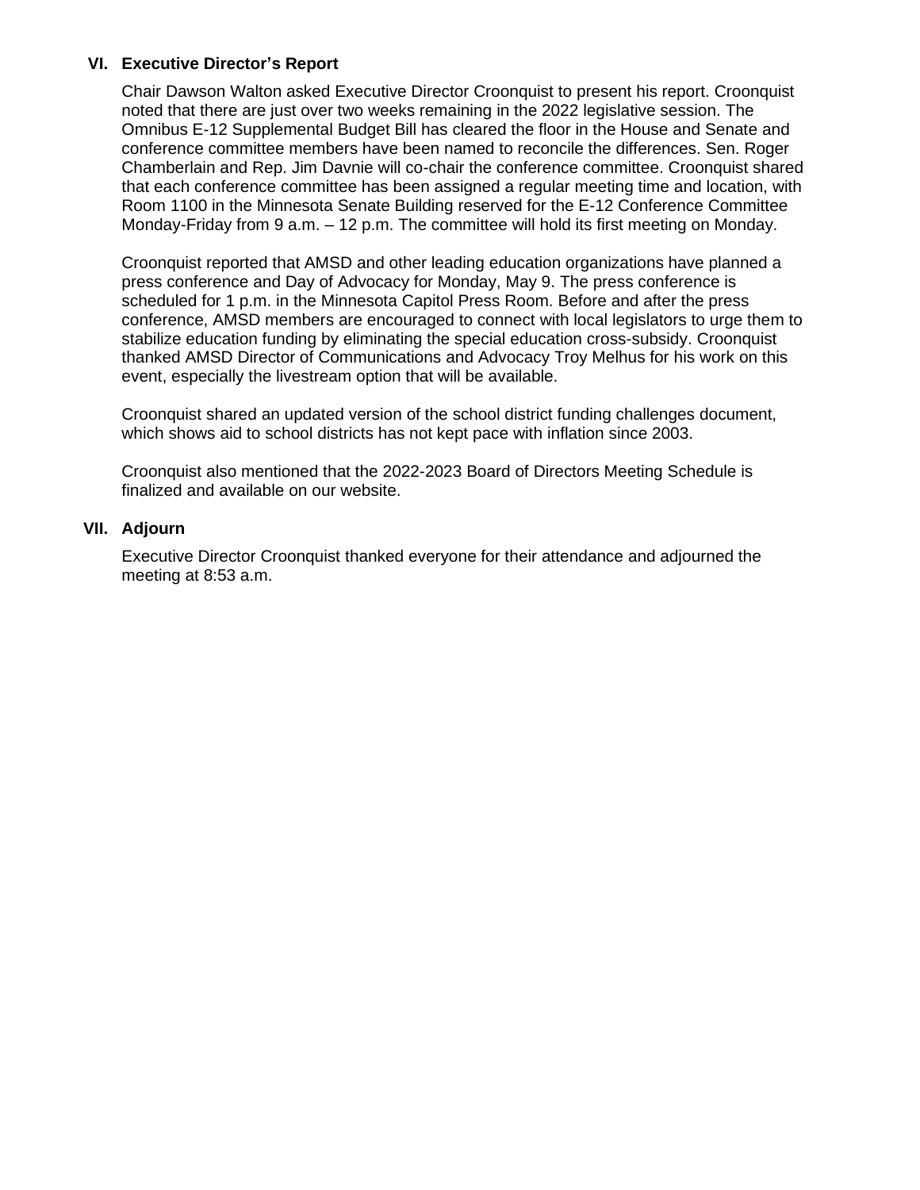## VI. Executive Director's Report

Chair Dawson Walton asked Executive Director Croonquist to present his report. Croonquist noted that there are just over two weeks remaining in the 2022 legislative session. The Omnibus E-12 Supplemental Budget Bill has cleared the floor in the House and Senate and conference committee members have been named to reconcile the differences. Sen. Roger Chamberlain and Rep. Jim Davnie will co-chair the conference committee. Croonquist shared that each conference committee has been assigned a regular meeting time and location, with Room 1100 in the Minnesota Senate Building reserved for the E-12 Conference Committee Monday-Friday from 9 a.m. – 12 p.m. The committee will hold its first meeting on Monday.

Croonquist reported that AMSD and other leading education organizations have planned a press conference and Day of Advocacy for Monday, May 9. The press conference is scheduled for 1 p.m. in the Minnesota Capitol Press Room. Before and after the press conference, AMSD members are encouraged to connect with local legislators to urge them to stabilize education funding by eliminating the special education cross-subsidy. Croonquist thanked AMSD Director of Communications and Advocacy Troy Melhus for his work on this event, especially the livestream option that will be available.

Croonquist shared an updated version of the school district funding challenges document, which shows aid to school districts has not kept pace with inflation since 2003.

Croonquist also mentioned that the 2022-2023 Board of Directors Meeting Schedule is finalized and available on our website.

## VII. Adjourn

Executive Director Croonquist thanked everyone for their attendance and adjourned the meeting at 8:53 a.m.